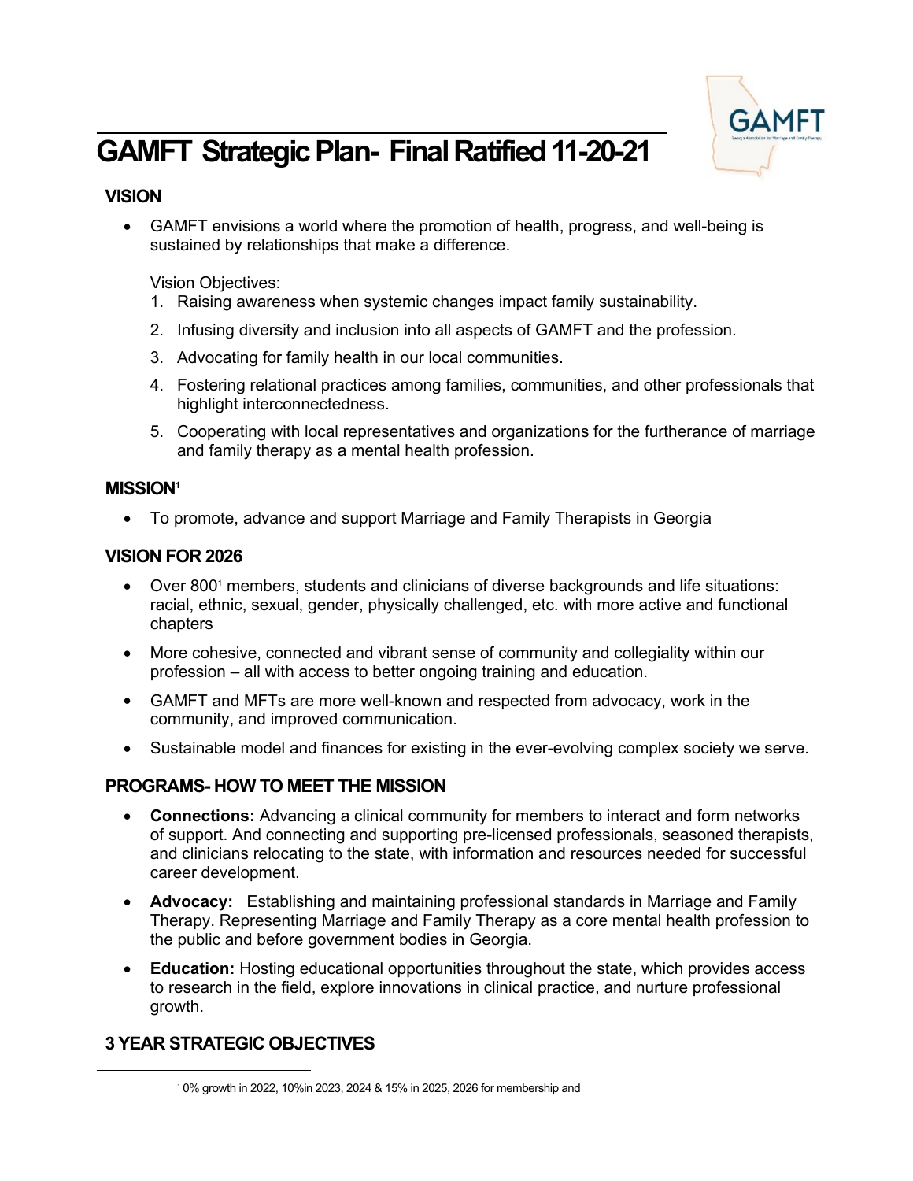# GAMFT Strategic Plan- Final Ratified 11-20-21

## VISION

- GAMFT envisions a world where the promotion of health, progress, and well-being is sustained by relationships that make a difference.

  Vision Objectives:
  1. Raising awareness when systemic changes impact family sustainability.
  2. Infusing diversity and inclusion into all aspects of GAMFT and the profession.
  3. Advocating for family health in our local communities.
  4. Fostering relational practices among families, communities, and other professionals that highlight interconnectedness.
  5. Cooperating with local representatives and organizations for the furtherance of marriage and family therapy as a mental health profession.

## MISSION[1]

- To promote, advance and support Marriage and Family Therapists in Georgia

## VISION FOR 2026

- Over 800[1] members, students and clinicians of diverse backgrounds and life situations: racial, ethnic, sexual, gender, physically challenged, etc. with more active and functional chapters
- More cohesive, connected and vibrant sense of community and collegiality within our profession – all with access to better ongoing training and education.
- GAMFT and MFTs are more well-known and respected from advocacy, work in the community, and improved communication.
- Sustainable model and finances for existing in the ever-evolving complex society we serve.

## PROGRAMS- HOW TO MEET THE MISSION

- **Connections:** Advancing a clinical community for members to interact and form networks of support. And connecting and supporting pre-licensed professionals, seasoned therapists, and clinicians relocating to the state, with information and resources needed for successful career development.
- **Advocacy:** Establishing and maintaining professional standards in Marriage and Family Therapy. Representing Marriage and Family Therapy as a core mental health profession to the public and before government bodies in Georgia.
- **Education:** Hosting educational opportunities throughout the state, which provides access to research in the field, explore innovations in clinical practice, and nurture professional growth.

## 3 YEAR STRATEGIC OBJECTIVES

[1] 0% growth in 2022, 10%in 2023, 2024 & 15% in 2025, 2026 for membership and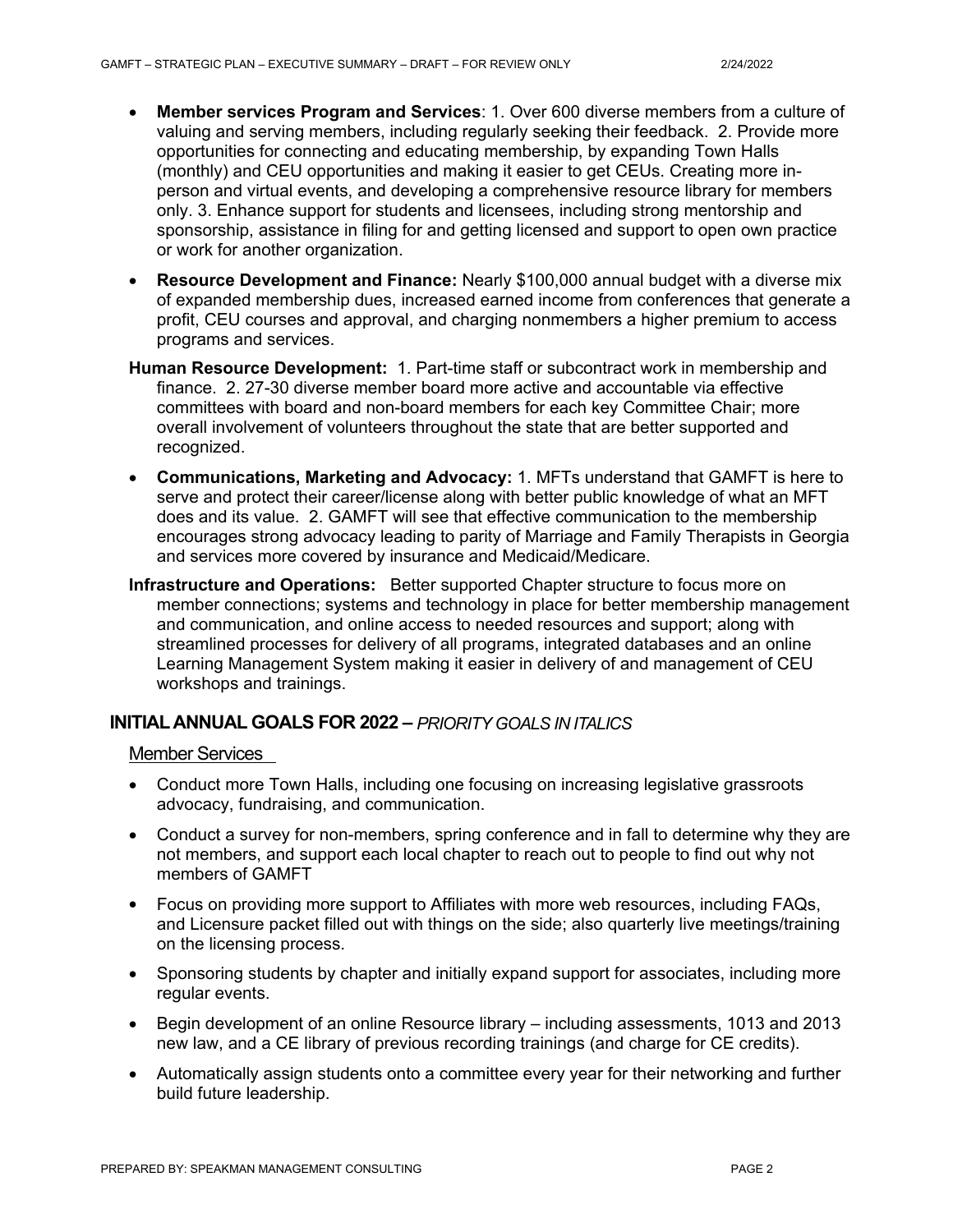- **Member services Program and Services**: 1. Over 600 diverse members from a culture of valuing and serving members, including regularly seeking their feedback. 2. Provide more opportunities for connecting and educating membership, by expanding Town Halls (monthly) and CEU opportunities and making it easier to get CEUs. Creating more in-person and virtual events, and developing a comprehensive resource library for members only. 3. Enhance support for students and licensees, including strong mentorship and sponsorship, assistance in filing for and getting licensed and support to open own practice or work for another organization.
- **Resource Development and Finance:** Nearly $100,000 annual budget with a diverse mix of expanded membership dues, increased earned income from conferences that generate a profit, CEU courses and approval, and charging nonmembers a higher premium to access programs and services.

**Human Resource Development:** 1. Part-time staff or subcontract work in membership and finance. 2. 27-30 diverse member board more active and accountable via effective committees with board and non-board members for each key Committee Chair; more overall involvement of volunteers throughout the state that are better supported and recognized.

- **Communications, Marketing and Advocacy:** 1. MFTs understand that GAMFT is here to serve and protect their career/license along with better public knowledge of what an MFT does and its value. 2. GAMFT will see that effective communication to the membership encourages strong advocacy leading to parity of Marriage and Family Therapists in Georgia and services more covered by insurance and Medicaid/Medicare.

**Infrastructure and Operations:** Better supported Chapter structure to focus more on member connections; systems and technology in place for better membership management and communication, and online access to needed resources and support; along with streamlined processes for delivery of all programs, integrated databases and an online Learning Management System making it easier in delivery of and management of CEU workshops and trainings.

## INITIAL ANNUAL GOALS FOR 2022 – *PRIORITY GOALS IN ITALICS*

### Member Services

- Conduct more Town Halls, including one focusing on increasing legislative grassroots advocacy, fundraising, and communication.
- Conduct a survey for non-members, spring conference and in fall to determine why they are not members, and support each local chapter to reach out to people to find out why not members of GAMFT
- Focus on providing more support to Affiliates with more web resources, including FAQs, and Licensure packet filled out with things on the side; also quarterly live meetings/training on the licensing process.
- Sponsoring students by chapter and initially expand support for associates, including more regular events.
- Begin development of an online Resource library – including assessments, 1013 and 2013 new law, and a CE library of previous recording trainings (and charge for CE credits).
- Automatically assign students onto a committee every year for their networking and further build future leadership.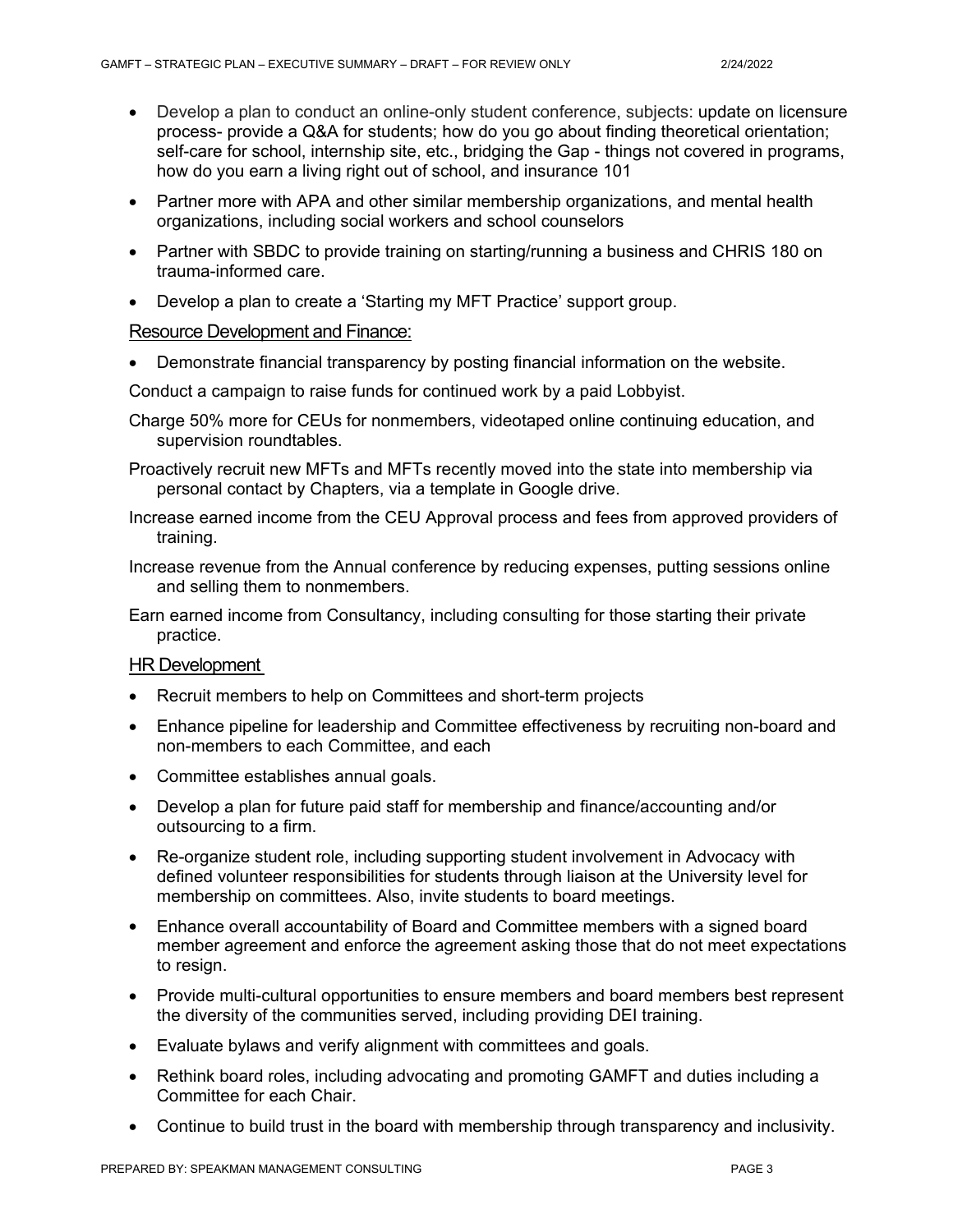- Develop a plan to conduct an online-only student conference, subjects: update on licensure process- provide a Q&A for students; how do you go about finding theoretical orientation; self-care for school, internship site, etc., bridging the Gap - things not covered in programs, how do you earn a living right out of school, and insurance 101
- Partner more with APA and other similar membership organizations, and mental health organizations, including social workers and school counselors
- Partner with SBDC to provide training on starting/running a business and CHRIS 180 on trauma-informed care.
- Develop a plan to create a 'Starting my MFT Practice' support group.

<u>Resource Development and Finance:</u>

- Demonstrate financial transparency by posting financial information on the website.

Conduct a campaign to raise funds for continued work by a paid Lobbyist.

Charge 50% more for CEUs for nonmembers, videotaped online continuing education, and supervision roundtables.

Proactively recruit new MFTs and MFTs recently moved into the state into membership via personal contact by Chapters, via a template in Google drive.

Increase earned income from the CEU Approval process and fees from approved providers of training.

Increase revenue from the Annual conference by reducing expenses, putting sessions online and selling them to nonmembers.

Earn earned income from Consultancy, including consulting for those starting their private practice.

<u>HR Development</u>

- Recruit members to help on Committees and short-term projects
- Enhance pipeline for leadership and Committee effectiveness by recruiting non-board and non-members to each Committee, and each
- Committee establishes annual goals.
- Develop a plan for future paid staff for membership and finance/accounting and/or outsourcing to a firm.
- Re-organize student role, including supporting student involvement in Advocacy with defined volunteer responsibilities for students through liaison at the University level for membership on committees. Also, invite students to board meetings.
- Enhance overall accountability of Board and Committee members with a signed board member agreement and enforce the agreement asking those that do not meet expectations to resign.
- Provide multi-cultural opportunities to ensure members and board members best represent the diversity of the communities served, including providing DEI training.
- Evaluate bylaws and verify alignment with committees and goals.
- Rethink board roles, including advocating and promoting GAMFT and duties including a Committee for each Chair.
- Continue to build trust in the board with membership through transparency and inclusivity.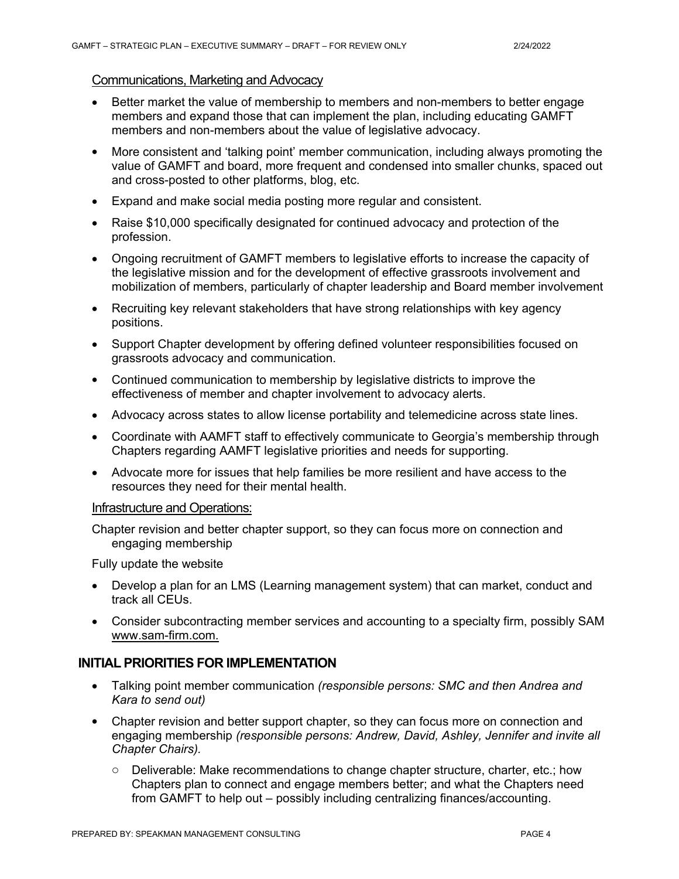Communications, Marketing and Advocacy

- Better market the value of membership to members and non-members to better engage members and expand those that can implement the plan, including educating GAMFT members and non-members about the value of legislative advocacy.
- More consistent and 'talking point' member communication, including always promoting the value of GAMFT and board, more frequent and condensed into smaller chunks, spaced out and cross-posted to other platforms, blog, etc.
- Expand and make social media posting more regular and consistent.
- Raise $10,000 specifically designated for continued advocacy and protection of the profession.
- Ongoing recruitment of GAMFT members to legislative efforts to increase the capacity of the legislative mission and for the development of effective grassroots involvement and mobilization of members, particularly of chapter leadership and Board member involvement
- Recruiting key relevant stakeholders that have strong relationships with key agency positions.
- Support Chapter development by offering defined volunteer responsibilities focused on grassroots advocacy and communication.
- Continued communication to membership by legislative districts to improve the effectiveness of member and chapter involvement to advocacy alerts.
- Advocacy across states to allow license portability and telemedicine across state lines.
- Coordinate with AAMFT staff to effectively communicate to Georgia's membership through Chapters regarding AAMFT legislative priorities and needs for supporting.
- Advocate more for issues that help families be more resilient and have access to the resources they need for their mental health.

Infrastructure and Operations:

Chapter revision and better chapter support, so they can focus more on connection and engaging membership

Fully update the website

- Develop a plan for an LMS (Learning management system) that can market, conduct and track all CEUs.
- Consider subcontracting member services and accounting to a specialty firm, possibly SAM www.sam-firm.com.

## INITIAL PRIORITIES FOR IMPLEMENTATION

- Talking point member communication *(responsible persons: SMC and then Andrea and Kara to send out)*
- Chapter revision and better support chapter, so they can focus more on connection and engaging membership *(responsible persons: Andrew, David, Ashley, Jennifer and invite all Chapter Chairs).*
  - Deliverable: Make recommendations to change chapter structure, charter, etc.; how Chapters plan to connect and engage members better; and what the Chapters need from GAMFT to help out – possibly including centralizing finances/accounting.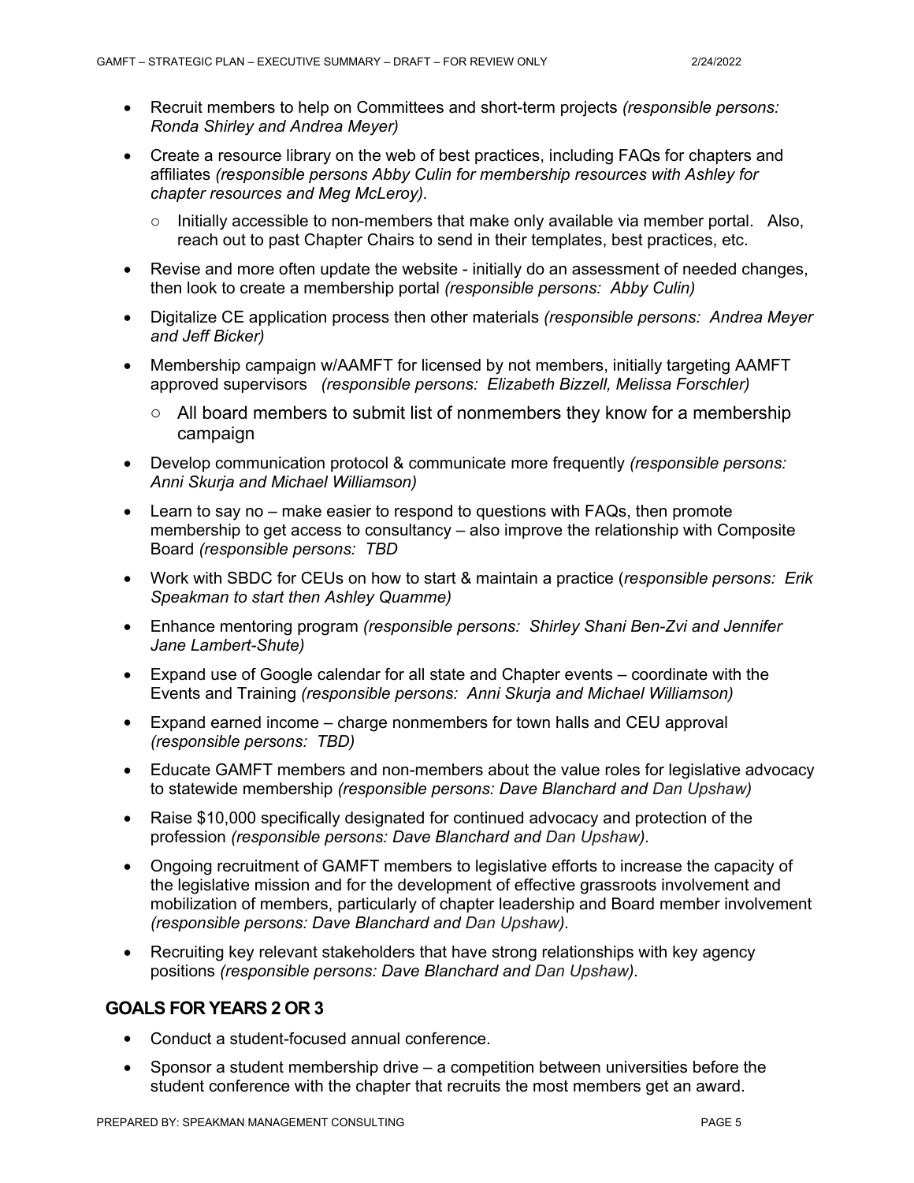- Recruit members to help on Committees and short-term projects *(responsible persons: Ronda Shirley and Andrea Meyer)*
- Create a resource library on the web of best practices, including FAQs for chapters and affiliates *(responsible persons Abby Culin for membership resources with Ashley for chapter resources and Meg McLeroy).*
  - Initially accessible to non-members that make only available via member portal. Also, reach out to past Chapter Chairs to send in their templates, best practices, etc.
- Revise and more often update the website - initially do an assessment of needed changes, then look to create a membership portal *(responsible persons: Abby Culin)*
- Digitalize CE application process then other materials *(responsible persons: Andrea Meyer and Jeff Bicker)*
- Membership campaign w/AAMFT for licensed by not members, initially targeting AAMFT approved supervisors *(responsible persons: Elizabeth Bizzell, Melissa Forschler)*
  - All board members to submit list of nonmembers they know for a membership campaign
- Develop communication protocol & communicate more frequently *(responsible persons: Anni Skurja and Michael Williamson)*
- Learn to say no – make easier to respond to questions with FAQs, then promote membership to get access to consultancy – also improve the relationship with Composite Board *(responsible persons: TBD*
- Work with SBDC for CEUs on how to start & maintain a practice (*responsible persons: Erik Speakman to start then Ashley Quamme)*
- Enhance mentoring program *(responsible persons: Shirley Shani Ben-Zvi and Jennifer Jane Lambert-Shute)*
- Expand use of Google calendar for all state and Chapter events – coordinate with the Events and Training *(responsible persons: Anni Skurja and Michael Williamson)*
- Expand earned income – charge nonmembers for town halls and CEU approval *(responsible persons: TBD)*
- Educate GAMFT members and non-members about the value roles for legislative advocacy to statewide membership *(responsible persons: Dave Blanchard and Dan Upshaw)*
- Raise $10,000 specifically designated for continued advocacy and protection of the profession *(responsible persons: Dave Blanchard and Dan Upshaw).*
- Ongoing recruitment of GAMFT members to legislative efforts to increase the capacity of the legislative mission and for the development of effective grassroots involvement and mobilization of members, particularly of chapter leadership and Board member involvement *(responsible persons: Dave Blanchard and Dan Upshaw).*
- Recruiting key relevant stakeholders that have strong relationships with key agency positions *(responsible persons: Dave Blanchard and Dan Upshaw).*

## GOALS FOR YEARS 2 OR 3

- Conduct a student-focused annual conference.
- Sponsor a student membership drive – a competition between universities before the student conference with the chapter that recruits the most members get an award.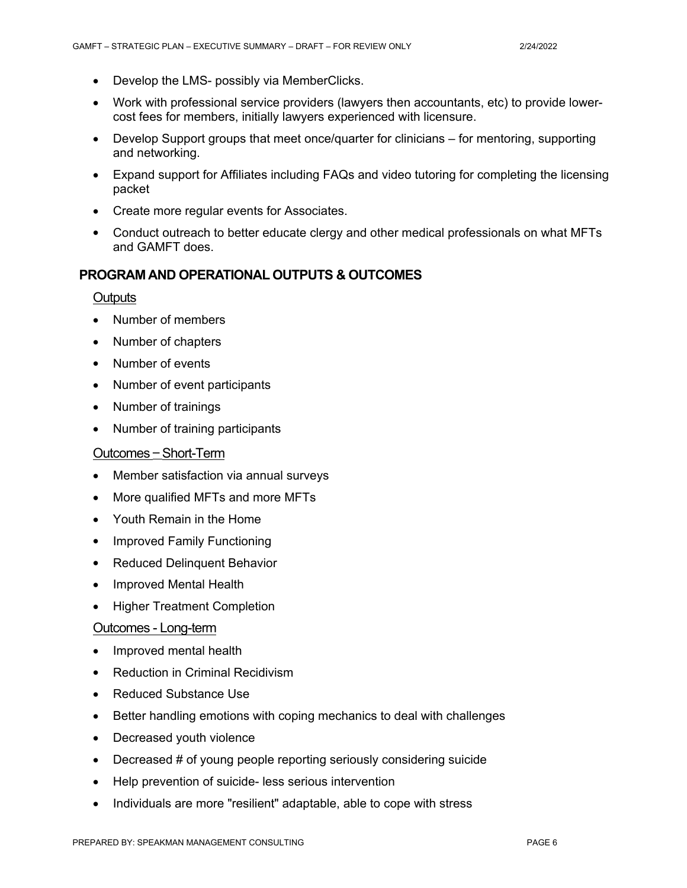- Develop the LMS- possibly via MemberClicks.
- Work with professional service providers (lawyers then accountants, etc) to provide lower-cost fees for members, initially lawyers experienced with licensure.
- Develop Support groups that meet once/quarter for clinicians – for mentoring, supporting and networking.
- Expand support for Affiliates including FAQs and video tutoring for completing the licensing packet
- Create more regular events for Associates.
- Conduct outreach to better educate clergy and other medical professionals on what MFTs and GAMFT does.

## PROGRAM AND OPERATIONAL OUTPUTS & OUTCOMES

### Outputs

- Number of members
- Number of chapters
- Number of events
- Number of event participants
- Number of trainings
- Number of training participants

### Outcomes – Short-Term

- Member satisfaction via annual surveys
- More qualified MFTs and more MFTs
- Youth Remain in the Home
- Improved Family Functioning
- Reduced Delinquent Behavior
- Improved Mental Health
- Higher Treatment Completion

### Outcomes - Long-term

- Improved mental health
- Reduction in Criminal Recidivism
- Reduced Substance Use
- Better handling emotions with coping mechanics to deal with challenges
- Decreased youth violence
- Decreased # of young people reporting seriously considering suicide
- Help prevention of suicide- less serious intervention
- Individuals are more "resilient" adaptable, able to cope with stress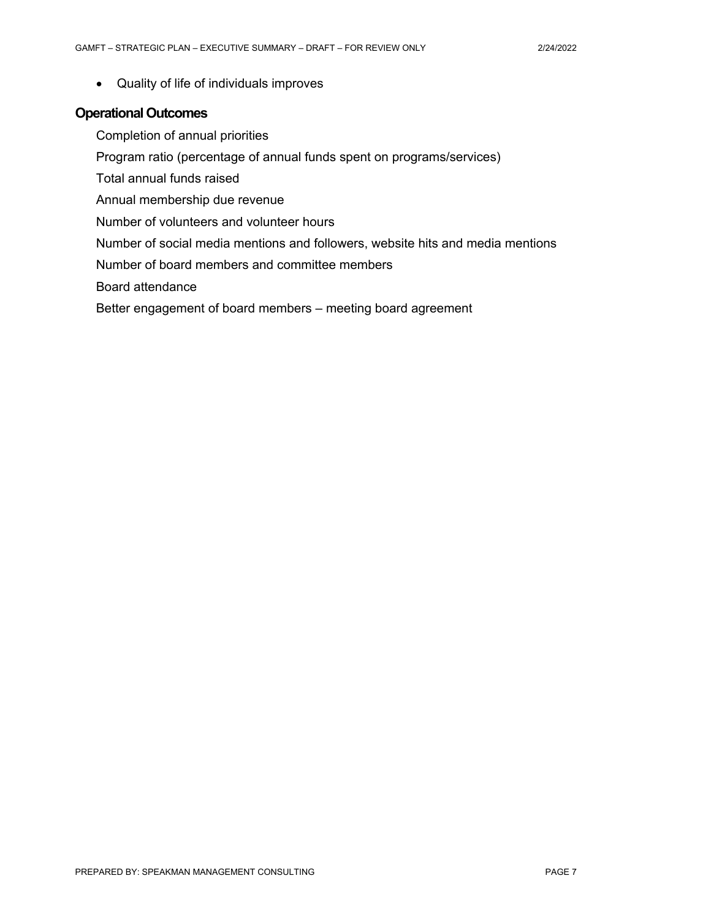- Quality of life of individuals improves

## Operational Outcomes

Completion of annual priorities

Program ratio (percentage of annual funds spent on programs/services)

Total annual funds raised

Annual membership due revenue

Number of volunteers and volunteer hours

Number of social media mentions and followers, website hits and media mentions

Number of board members and committee members

Board attendance

Better engagement of board members – meeting board agreement